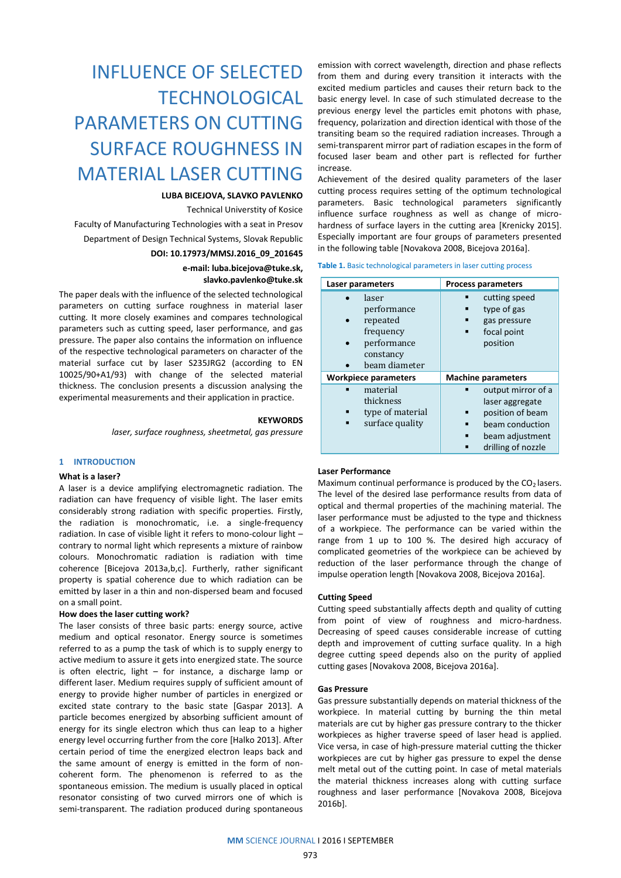# INFLUENCE OF SELECTED TECHNOLOGICAL PARAMETERS ON CUTTING SURFACE ROUGHNESS IN MATERIAL LASER CUTTING

**LUBA BICEJOVA, SLAVKO PAVLENKO**

Technical Universtity of Kosice

Faculty of Manufacturing Technologies with a seat in Presov

Department of Design Technical Systems, Slovak Republic

**DOI: 10.17973/MMSJ.2016_09_201645**

**e-mail: luba.bicejova@tuke.sk, slavko.pavlenko@tuke.sk**

The paper deals with the influence of the selected technological parameters on cutting surface roughness in material laser cutting. It more closely examines and compares technological parameters such as cutting speed, laser performance, and gas pressure. The paper also contains the information on influence of the respective technological parameters on character of the material surface cut by laser S235JRG2 (according to EN 10025/90+A1/93) with change of the selected material thickness. The conclusion presents a discussion analysing the experimental measurements and their application in practice.

**KEYWORDS**

*laser, surface roughness, sheetmetal, gas pressure*

## 1 INTRODUCTION

### What is a laser?

A laser is a device amplifying electromagnetic radiation. The radiation can have frequency of visible light. The laser emits considerably strong radiation with specific properties. Firstly, the radiation is monochromatic, i.e. a single-frequency radiation. In case of visible light it refers to mono-colour light – contrary to normal light which represents a mixture of rainbow colours. Monochromatic radiation is radiation with time coherence [Bicejova 2013a,b,c]. Furtherly, rather significant property is spatial coherence due to which radiation can be emitted by laser in a thin and non-dispersed beam and focused on a small point.

### How does the laser cutting work?

The laser consists of three basic parts: energy source, active medium and optical resonator. Energy source is sometimes referred to as a pump the task of which is to supply energy to active medium to assure it gets into energized state. The source is often electric, light – for instance, a discharge lamp or different laser. Medium requires supply of sufficient amount of energy to provide higher number of particles in energized or excited state contrary to the basic state [Gaspar 2013]. A particle becomes energized by absorbing sufficient amount of energy for its single electron which thus can leap to a higher energy level occurring further from the core [Halko 2013]. After certain period of time the energized electron leaps back and the same amount of energy is emitted in the form of non-coherent form. The phenomenon is referred to as the spontaneous emission. The medium is usually placed in optical resonator consisting of two curved mirrors one of which is semi-transparent. The radiation produced during spontaneous emission with correct wavelength, direction and phase reflects from them and during every transition it interacts with the excited medium particles and causes their return back to the basic energy level. In case of such stimulated decrease to the previous energy level the particles emit photons with phase, frequency, polarization and direction identical with those of the transiting beam so the required radiation increases. Through a semi-transparent mirror part of radiation escapes in the form of focused laser beam and other part is reflected for further increase.

Achievement of the desired quality parameters of the laser cutting process requires setting of the optimum technological parameters. Basic technological parameters significantly influence surface roughness as well as change of micro-hardness of surface layers in the cutting area [Krenicky 2015]. Especially important are four groups of parameters presented in the following table [Novakova 2008, Bicejova 2016a].

**Table 1.** Basic technological parameters in laser cutting process

| Laser parameters | Process parameters |
|---|---|
| • laser performance<br>• repeated frequency<br>• performance constancy<br>• beam diameter | ▪ cutting speed<br>▪ type of gas<br>▪ gas pressure<br>▪ focal point position |
| **Workpiece parameters** | **Machine parameters** |
| ▪ material thickness<br>▪ type of material<br>▪ surface quality | ▪ output mirror of a laser aggregate<br>▪ position of beam<br>▪ beam conduction<br>▪ beam adjustment<br>▪ drilling of nozzle |

### Laser Performance

Maximum continual performance is produced by the $CO_2$ lasers. The level of the desired lase performance results from data of optical and thermal properties of the machining material. The laser performance must be adjusted to the type and thickness of a workpiece. The performance can be varied within the range from 1 up to 100 %. The desired high accuracy of complicated geometries of the workpiece can be achieved by reduction of the laser performance through the change of impulse operation length [Novakova 2008, Bicejova 2016a].

### Cutting Speed

Cutting speed substantially affects depth and quality of cutting from point of view of roughness and micro-hardness. Decreasing of speed causes considerable increase of cutting depth and improvement of cutting surface quality. In a high degree cutting speed depends also on the purity of applied cutting gases [Novakova 2008, Bicejova 2016a].

### Gas Pressure

Gas pressure substantially depends on material thickness of the workpiece. In material cutting by burning the thin metal materials are cut by higher gas pressure contrary to the thicker workpieces as higher traverse speed of laser head is applied. Vice versa, in case of high-pressure material cutting the thicker workpieces are cut by higher gas pressure to expel the dense melt metal out of the cutting point. In case of metal materials the material thickness increases along with cutting surface roughness and laser performance [Novakova 2008, Bicejova 2016b].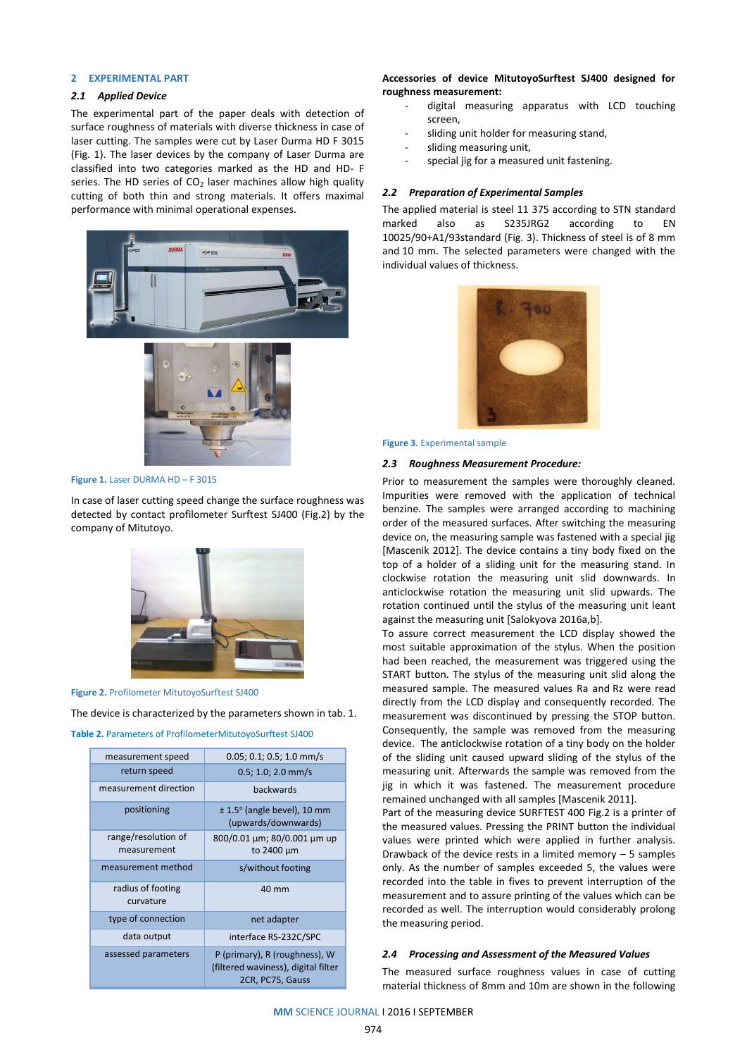## 2 EXPERIMENTAL PART

### 2.1 Applied Device

The experimental part of the paper deals with detection of surface roughness of materials with diverse thickness in case of laser cutting. The samples were cut by Laser Durma HD F 3015 (Fig. 1). The laser devices by the company of Laser Durma are classified into two categories marked as the HD and HD- F series. The HD series of $CO_2$ laser machines allow high quality cutting of both thin and strong materials. It offers maximal performance with minimal operational expenses.

**Figure 1.** Laser DURMA HD – F 3015

In case of laser cutting speed change the surface roughness was detected by contact profilometer Surftest SJ400 (Fig.2) by the company of Mitutoyo.

**Figure 2.** Profilometer MitutoyoSurftest SJ400

The device is characterized by the parameters shown in tab. 1.

**Table 2.** Parameters of ProfilometerMitutoyoSurftest SJ400

| | |
|---|---|
| measurement speed | 0.05; 0.1; 0.5; 1.0 mm/s |
| return speed | 0.5; 1.0; 2.0 mm/s |
| measurement direction | backwards |
| positioning | ± 1.5° (angle bevel), 10 mm (upwards/downwards) |
| range/resolution of measurement | 800/0.01 µm; 80/0.001 µm up to 2400 µm |
| measurement method | s/without footing |
| radius of footing curvature | 40 mm |
| type of connection | net adapter |
| data output | interface RS-232C/SPC |
| assessed parameters | P (primary), R (roughness), W (filtered waviness), digital filter 2CR, PC75, Gauss |

**Accessories of device MitutoyoSurftest SJ400 designed for roughness measurement:**

- digital measuring apparatus with LCD touching screen,
- sliding unit holder for measuring stand,
- sliding measuring unit,
- special jig for a measured unit fastening.

### 2.2 Preparation of Experimental Samples

The applied material is steel 11 375 according to STN standard marked also as S235JRG2 according to EN 10025/90+A1/93standard (Fig. 3). Thickness of steel is of 8 mm and 10 mm. The selected parameters were changed with the individual values of thickness.

**Figure 3.** Experimental sample

### 2.3 Roughness Measurement Procedure:

Prior to measurement the samples were thoroughly cleaned. Impurities were removed with the application of technical benzine. The samples were arranged according to machining order of the measured surfaces. After switching the measuring device on, the measuring sample was fastened with a special jig [Mascenik 2012]. The device contains a tiny body fixed on the top of a holder of a sliding unit for the measuring stand. In clockwise rotation the measuring unit slid downwards. In anticlockwise rotation the measuring unit slid upwards. The rotation continued until the stylus of the measuring unit leant against the measuring unit [Salokyova 2016a,b].

To assure correct measurement the LCD display showed the most suitable approximation of the stylus. When the position had been reached, the measurement was triggered using the START button. The stylus of the measuring unit slid along the measured sample. The measured values Ra and Rz were read directly from the LCD display and consequently recorded. The measurement was discontinued by pressing the STOP button. Consequently, the sample was removed from the measuring device. The anticlockwise rotation of a tiny body on the holder of the sliding unit caused upward sliding of the stylus of the measuring unit. Afterwards the sample was removed from the jig in which it was fastened. The measurement procedure remained unchanged with all samples [Mascenik 2011].

Part of the measuring device SURFTEST 400 Fig.2 is a printer of the measured values. Pressing the PRINT button the individual values were printed which were applied in further analysis. Drawback of the device rests in a limited memory – 5 samples only. As the number of samples exceeded 5, the values were recorded into the table in fives to prevent interruption of the measurement and to assure printing of the values which can be recorded as well. The interruption would considerably prolong the measuring period.

### 2.4 Processing and Assessment of the Measured Values

The measured surface roughness values in case of cutting material thickness of 8mm and 10m are shown in the following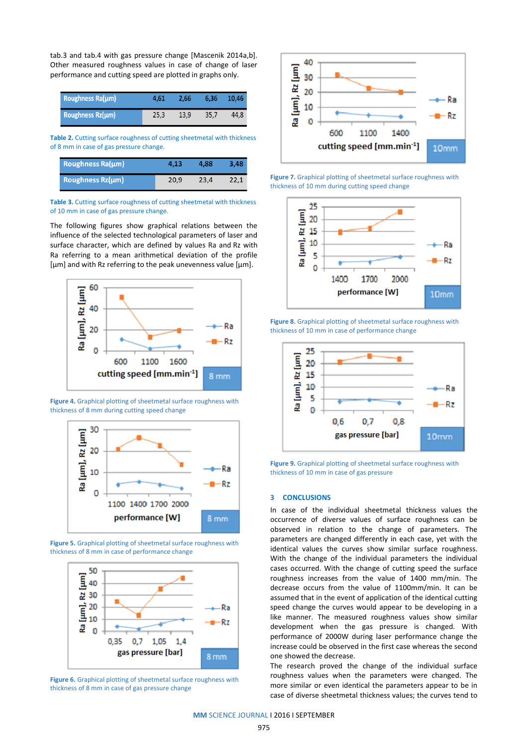tab.3 and tab.4 with gas pressure change [Mascenik 2014a,b]. Other measured roughness values in case of change of laser performance and cutting speed are plotted in graphs only.

| Roughness Ra(µm) | 4,61 | 2,66 | 6,36 | 10,46 |
|---|---|---|---|---|
| Roughness Rz(µm) | 25,3 | 13,9 | 35,7 | 44,8 |

**Table 2.** Cutting surface roughness of cutting sheetmetal with thickness of 8 mm in case of gas pressure change.

| Roughness Ra(µm) | 4,13 | 4,88 | 3,48 |
|---|---|---|---|
| Roughness Rz(µm) | 20,9 | 23,4 | 22,1 |

**Table 3.** Cutting surface roughness of cutting sheetmetal with thickness of 10 mm in case of gas pressure change.

The following figures show graphical relations between the influence of the selected technological parameters of laser and surface character, which are defined by values Ra and Rz with Ra referring to a mean arithmetical deviation of the profile [µm] and with Rz referring to the peak unevenness value [µm].

**Figure 4.** Graphical plotting of sheetmetal surface roughness with thickness of 8 mm during cutting speed change

**Figure 5.** Graphical plotting of sheetmetal surface roughness with thickness of 8 mm in case of performance change

**Figure 6.** Graphical plotting of sheetmetal surface roughness with thickness of 8 mm in case of gas pressure change

**Figure 7.** Graphical plotting of sheetmetal surface roughness with thickness of 10 mm during cutting speed change

**Figure 8.** Graphical plotting of sheetmetal surface roughness with thickness of 10 mm in case of performance change

**Figure 9.** Graphical plotting of sheetmetal surface roughness with thickness of 10 mm in case of gas pressure

## 3 CONCLUSIONS

In case of the individual sheetmetal thickness values the occurrence of diverse values of surface roughness can be observed in relation to the change of parameters. The parameters are changed differently in each case, yet with the identical values the curves show similar surface roughness. With the change of the individual parameters the individual cases occurred. With the change of cutting speed the surface roughness increases from the value of 1400 mm/min. The decrease occurs from the value of 1100mm/min. It can be assumed that in the event of application of the identical cutting speed change the curves would appear to be developing in a like manner. The measured roughness values show similar development when the gas pressure is changed. With performance of 2000W during laser performance change the increase occurred in the first case whereas the second one showed the decrease.

The research proved the change of the individual surface roughness values when the parameters were changed. The more similar or even identical the parameters appear to be in case of diverse sheetmetal thickness values; the curves tend to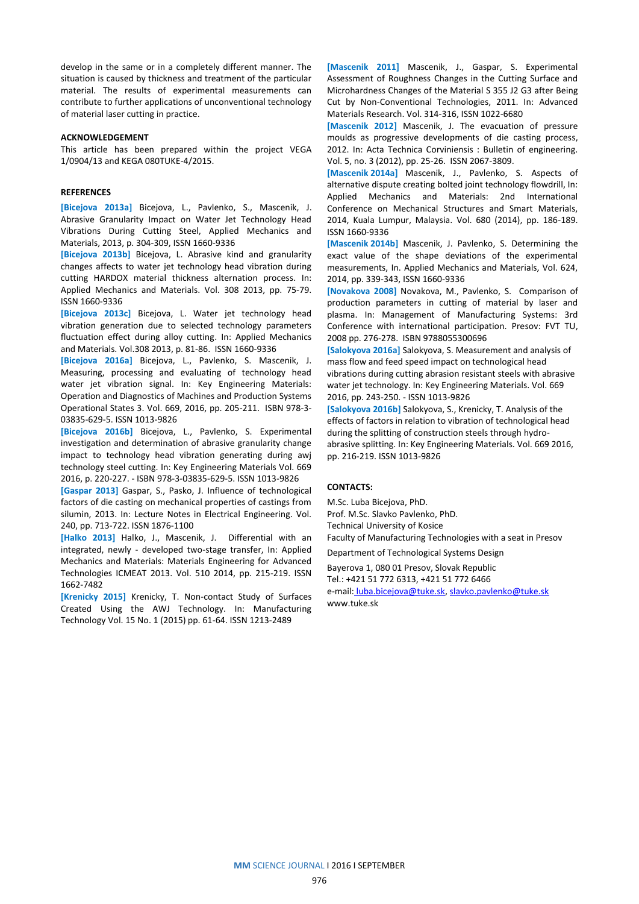develop in the same or in a completely different manner. The situation is caused by thickness and treatment of the particular material. The results of experimental measurements can contribute to further applications of unconventional technology of material laser cutting in practice.

## ACKNOWLEDGEMENT

This article has been prepared within the project VEGA 1/0904/13 and KEGA 080TUKE-4/2015.

## REFERENCES

[Bicejova 2013a] Bicejova, L., Pavlenko, S., Mascenik, J. Abrasive Granularity Impact on Water Jet Technology Head Vibrations During Cutting Steel, Applied Mechanics and Materials, 2013, p. 304-309, ISSN 1660-9336

[Bicejova 2013b] Bicejova, L. Abrasive kind and granularity changes affects to water jet technology head vibration during cutting HARDOX material thickness alternation process. In: Applied Mechanics and Materials. Vol. 308 2013, pp. 75-79. ISSN 1660-9336

[Bicejova 2013c] Bicejova, L. Water jet technology head vibration generation due to selected technology parameters fluctuation effect during alloy cutting. In: Applied Mechanics and Materials. Vol.308 2013, p. 81-86. ISSN 1660-9336

[Bicejova 2016a] Bicejova, L., Pavlenko, S. Mascenik, J. Measuring, processing and evaluating of technology head water jet vibration signal. In: Key Engineering Materials: Operation and Diagnostics of Machines and Production Systems Operational States 3. Vol. 669, 2016, pp. 205-211. ISBN 978-3-03835-629-5. ISSN 1013-9826

[Bicejova 2016b] Bicejova, L., Pavlenko, S. Experimental investigation and determination of abrasive granularity change impact to technology head vibration generating during awj technology steel cutting. In: Key Engineering Materials Vol. 669 2016, p. 220-227. - ISBN 978-3-03835-629-5. ISSN 1013-9826

[Gaspar 2013] Gaspar, S., Pasko, J. Influence of technological factors of die casting on mechanical properties of castings from silumin, 2013. In: Lecture Notes in Electrical Engineering. Vol. 240, pp. 713-722. ISSN 1876-1100

[Halko 2013] Halko, J., Mascenik, J. Differential with an integrated, newly - developed two-stage transfer, In: Applied Mechanics and Materials: Materials Engineering for Advanced Technologies ICMEAT 2013. Vol. 510 2014, pp. 215-219. ISSN 1662-7482

[Krenicky 2015] Krenicky, T. Non-contact Study of Surfaces Created Using the AWJ Technology. In: Manufacturing Technology Vol. 15 No. 1 (2015) pp. 61-64. ISSN 1213-2489

[Mascenik 2011] Mascenik, J., Gaspar, S. Experimental Assessment of Roughness Changes in the Cutting Surface and Microhardness Changes of the Material S 355 J2 G3 after Being Cut by Non-Conventional Technologies, 2011. In: Advanced Materials Research. Vol. 314-316, ISSN 1022-6680

[Mascenik 2012] Mascenik, J. The evacuation of pressure moulds as progressive developments of die casting process, 2012. In: Acta Technica Corviniensis : Bulletin of engineering. Vol. 5, no. 3 (2012), pp. 25-26. ISSN 2067-3809.

[Mascenik 2014a] Mascenik, J., Pavlenko, S. Aspects of alternative dispute creating bolted joint technology flowdrill, In: Applied Mechanics and Materials: 2nd International Conference on Mechanical Structures and Smart Materials, 2014, Kuala Lumpur, Malaysia. Vol. 680 (2014), pp. 186-189. ISSN 1660-9336

[Mascenik 2014b] Mascenik, J. Pavlenko, S. Determining the exact value of the shape deviations of the experimental measurements, In. Applied Mechanics and Materials, Vol. 624, 2014, pp. 339-343, ISSN 1660-9336

[Novakova 2008] Novakova, M., Pavlenko, S. Comparison of production parameters in cutting of material by laser and plasma. In: Management of Manufacturing Systems: 3rd Conference with international participation. Presov: FVT TU, 2008 pp. 276-278. ISBN 9788055300696

[Salokyova 2016a] Salokyova, S. Measurement and analysis of mass flow and feed speed impact on technological head vibrations during cutting abrasion resistant steels with abrasive water jet technology. In: Key Engineering Materials. Vol. 669 2016, pp. 243-250. - ISSN 1013-9826

[Salokyova 2016b] Salokyova, S., Krenicky, T. Analysis of the effects of factors in relation to vibration of technological head during the splitting of construction steels through hydro-abrasive splitting. In: Key Engineering Materials. Vol. 669 2016, pp. 216-219. ISSN 1013-9826

## CONTACTS:

M.Sc. Luba Bicejova, PhD.
Prof. M.Sc. Slavko Pavlenko, PhD.
Technical University of Kosice
Faculty of Manufacturing Technologies with a seat in Presov

Department of Technological Systems Design

Bayerova 1, 080 01 Presov, Slovak Republic
Tel.: +421 51 772 6313, +421 51 772 6466
e-mail: luba.bicejova@tuke.sk, slavko.pavlenko@tuke.sk
www.tuke.sk